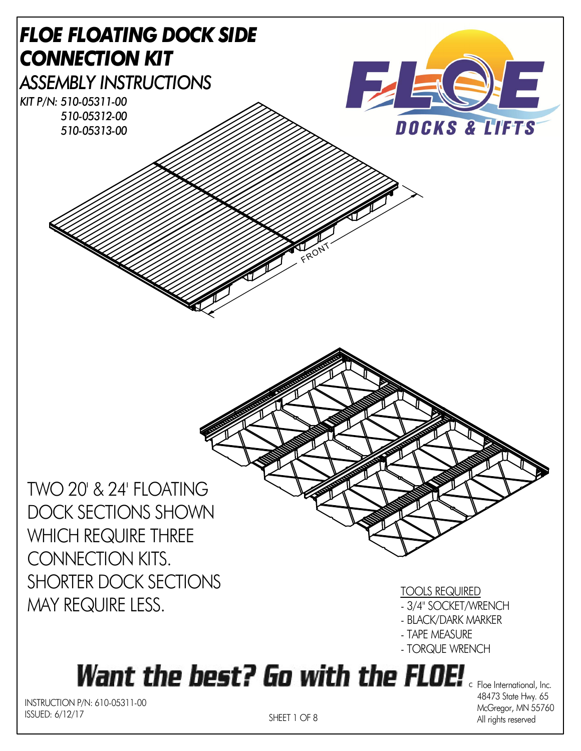# *FLOE FLOATING DOCK SIDE CONNECTION KIT*

## *ASSEMBLY INSTRUCTIONS*

*KIT P/N: 510-05311-00*
*510-05312-00*
*510-05313-00*

FLOE DOCKS & LIFTS

FRONT

TWO 20' & 24' FLOATING DOCK SECTIONS SHOWN WHICH REQUIRE THREE CONNECTION KITS. SHORTER DOCK SECTIONS MAY REQUIRE LESS.

TOOLS REQUIRED

- 3/4" SOCKET/WRENCH
- BLACK/DARK MARKER
- TAPE MEASURE
- TORQUE WRENCH

**Want the best? Go with the FLOE!**

c Floe International, Inc.
48473 State Hwy. 65
McGregor, MN 55760
All rights reserved

INSTRUCTION P/N: 610-05311-00
ISSUED: 6/12/17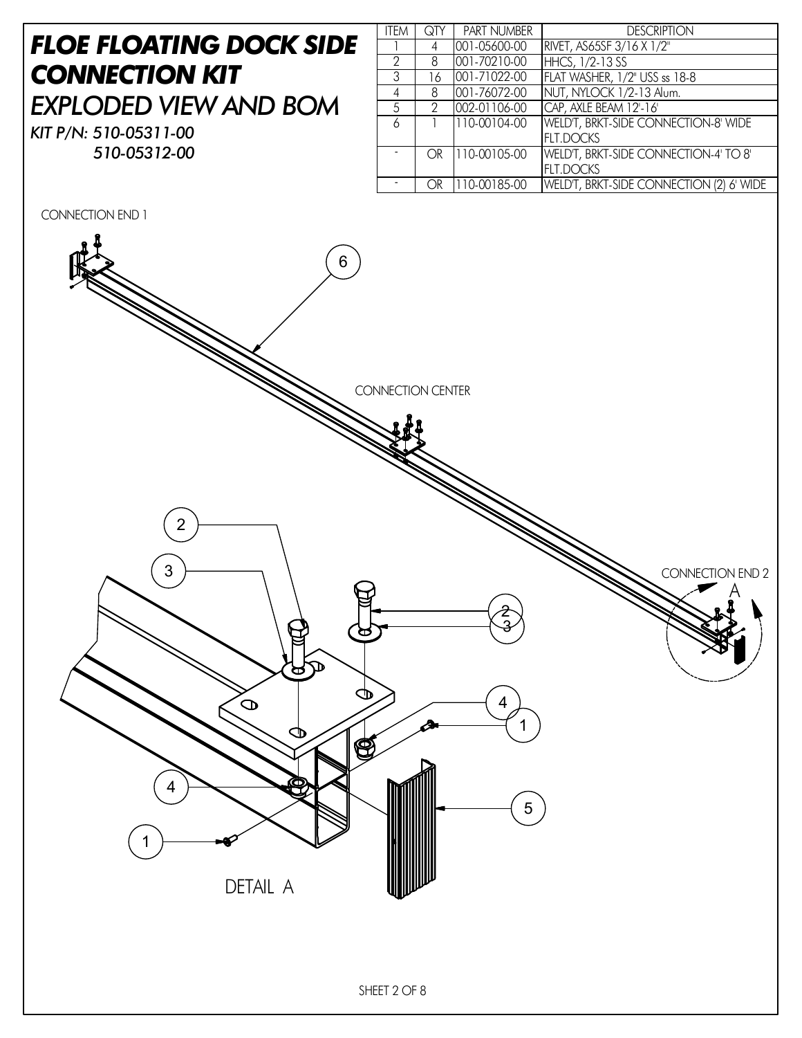# FLOE FLOATING DOCK SIDE CONNECTION KIT

## EXPLODED VIEW AND BOM

*KIT P/N: 510-05311-00*
*510-05312-00*

| ITEM | QTY | PART NUMBER | DESCRIPTION |
|---|---|---|---|
| 1 | 4 | 001-05600-00 | RIVET, AS65SF 3/16 X 1/2" |
| 2 | 8 | 001-70210-00 | HHCS, 1/2-13 SS |
| 3 | 16 | 001-71022-00 | FLAT WASHER, 1/2" USS ss 18-8 |
| 4 | 8 | 001-76072-00 | NUT, NYLOCK 1/2-13 Alum. |
| 5 | 2 | 002-01106-00 | CAP, AXLE BEAM 12'-16' |
| 6 | 1 | 110-00104-00 | WELD'T, BRKT-SIDE CONNECTION-8' WIDE FLT.DOCKS |
| - | OR | 110-00105-00 | WELD'T, BRKT-SIDE CONNECTION-4' TO 8' FLT.DOCKS |
| - | OR | 110-00185-00 | WELD'T, BRKT-SIDE CONNECTION (2) 6' WIDE |

CONNECTION END 1

CONNECTION CENTER

CONNECTION END 2

A

DETAIL A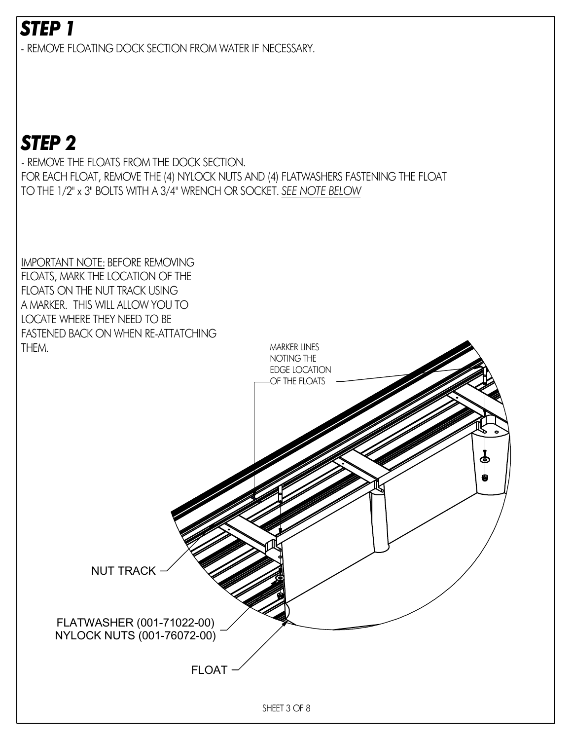## STEP 1

- REMOVE FLOATING DOCK SECTION FROM WATER IF NECESSARY.

## STEP 2

- REMOVE THE FLOATS FROM THE DOCK SECTION.
FOR EACH FLOAT, REMOVE THE (4) NYLOCK NUTS AND (4) FLATWASHERS FASTENING THE FLOAT TO THE 1/2" x 3" BOLTS WITH A 3/4" WRENCH OR SOCKET. _SEE NOTE BELOW_

_IMPORTANT NOTE:_ BEFORE REMOVING FLOATS, MARK THE LOCATION OF THE FLOATS ON THE NUT TRACK USING A MARKER. THIS WILL ALLOW YOU TO LOCATE WHERE THEY NEED TO BE FASTENED BACK ON WHEN RE-ATTATCHING THEM.

MARKER LINES NOTING THE EDGE LOCATION OF THE FLOATS

NUT TRACK

FLATWASHER (001-71022-00)
NYLOCK NUTS (001-76072-00)

FLOAT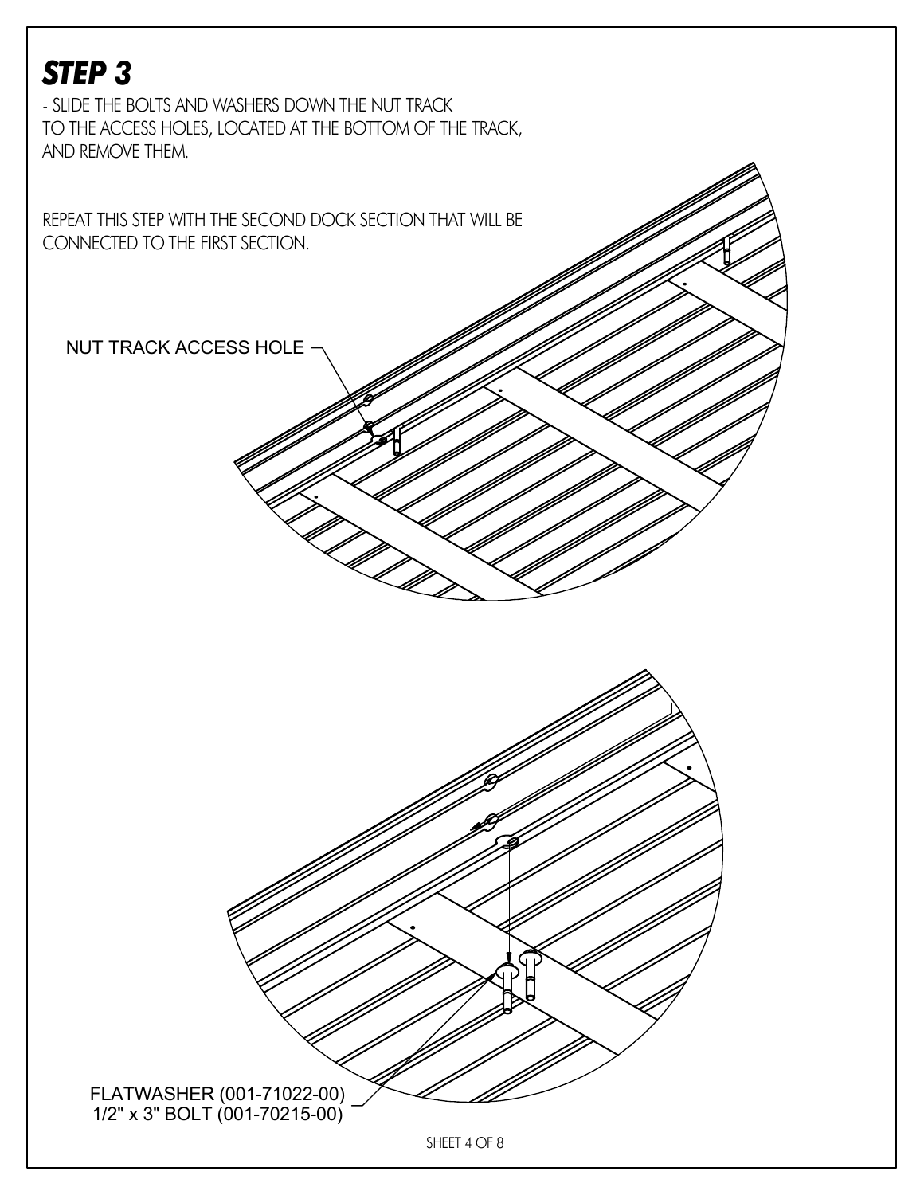# STEP 3

- SLIDE THE BOLTS AND WASHERS DOWN THE NUT TRACK TO THE ACCESS HOLES, LOCATED AT THE BOTTOM OF THE TRACK, AND REMOVE THEM.

REPEAT THIS STEP WITH THE SECOND DOCK SECTION THAT WILL BE CONNECTED TO THE FIRST SECTION.

NUT TRACK ACCESS HOLE

FLATWASHER (001-71022-00)
1/2" x 3" BOLT (001-70215-00)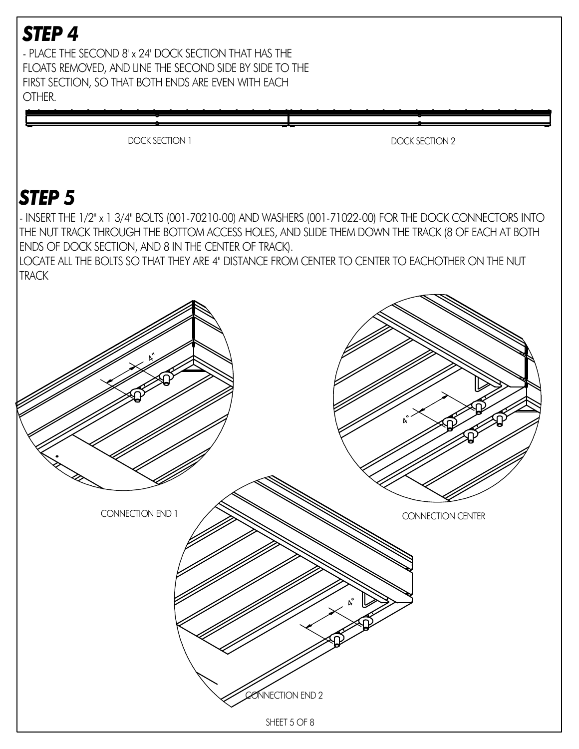# STEP 4

- PLACE THE SECOND 8' x 24' DOCK SECTION THAT HAS THE FLOATS REMOVED, AND LINE THE SECOND SIDE BY SIDE TO THE FIRST SECTION, SO THAT BOTH ENDS ARE EVEN WITH EACH OTHER.

DOCK SECTION 1

DOCK SECTION 2

# STEP 5

- INSERT THE 1/2" x 1 3/4" BOLTS (001-70210-00) AND WASHERS (001-71022-00) FOR THE DOCK CONNECTORS INTO THE NUT TRACK THROUGH THE BOTTOM ACCESS HOLES, AND SLIDE THEM DOWN THE TRACK (8 OF EACH AT BOTH ENDS OF DOCK SECTION, AND 8 IN THE CENTER OF TRACK).

LOCATE ALL THE BOLTS SO THAT THEY ARE 4" DISTANCE FROM CENTER TO CENTER TO EACHOTHER ON THE NUT TRACK

4"

CONNECTION END 1

4"

CONNECTION CENTER

4"

CONNECTION END 2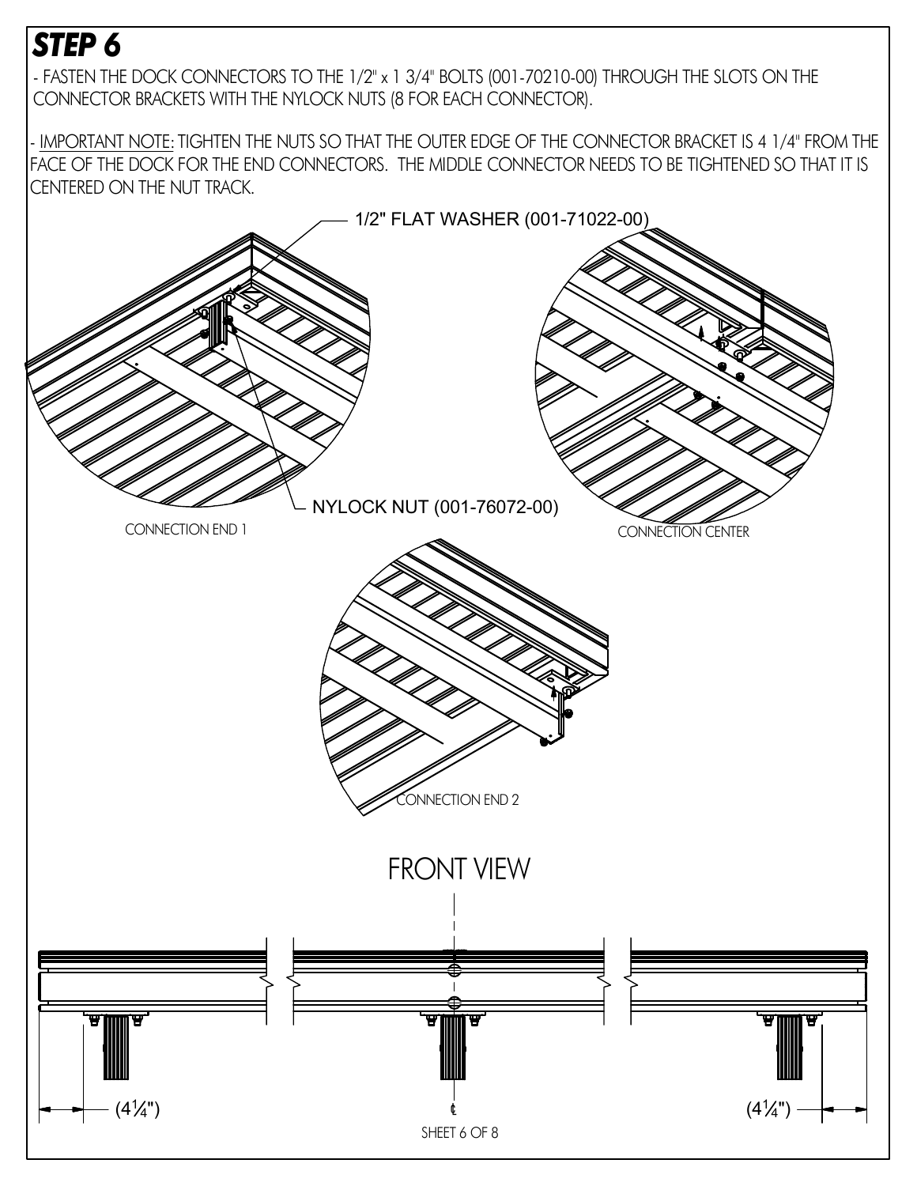# STEP 6

- FASTEN THE DOCK CONNECTORS TO THE 1/2" x 1 3/4" BOLTS (001-70210-00) THROUGH THE SLOTS ON THE CONNECTOR BRACKETS WITH THE NYLOCK NUTS (8 FOR EACH CONNECTOR).

- IMPORTANT NOTE: TIGHTEN THE NUTS SO THAT THE OUTER EDGE OF THE CONNECTOR BRACKET IS 4 1/4" FROM THE FACE OF THE DOCK FOR THE END CONNECTORS. THE MIDDLE CONNECTOR NEEDS TO BE TIGHTENED SO THAT IT IS CENTERED ON THE NUT TRACK.

1/2" FLAT WASHER (001-71022-00)

NYLOCK NUT (001-76072-00)

CONNECTION END 1

CONNECTION CENTER

CONNECTION END 2

FRONT VIEW

(4¼")

℄

(4¼")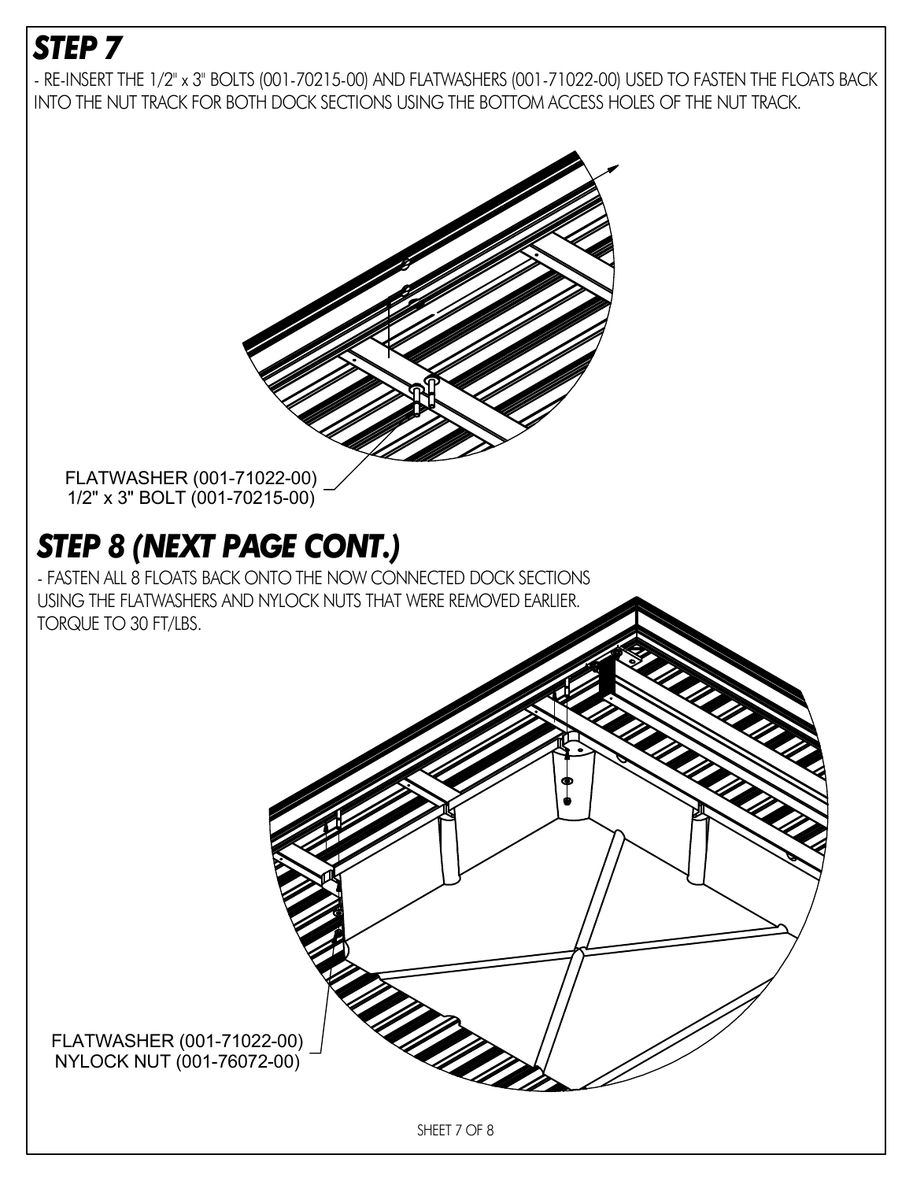# STEP 7

- RE-INSERT THE 1/2" x 3" BOLTS (001-70215-00) AND FLATWASHERS (001-71022-00) USED TO FASTEN THE FLOATS BACK INTO THE NUT TRACK FOR BOTH DOCK SECTIONS USING THE BOTTOM ACCESS HOLES OF THE NUT TRACK.

FLATWASHER (001-71022-00)
1/2" x 3" BOLT (001-70215-00)

# STEP 8 (NEXT PAGE CONT.)

- FASTEN ALL 8 FLOATS BACK ONTO THE NOW CONNECTED DOCK SECTIONS USING THE FLATWASHERS AND NYLOCK NUTS THAT WERE REMOVED EARLIER. TORQUE TO 30 FT/LBS.

FLATWASHER (001-71022-00)
NYLOCK NUT (001-76072-00)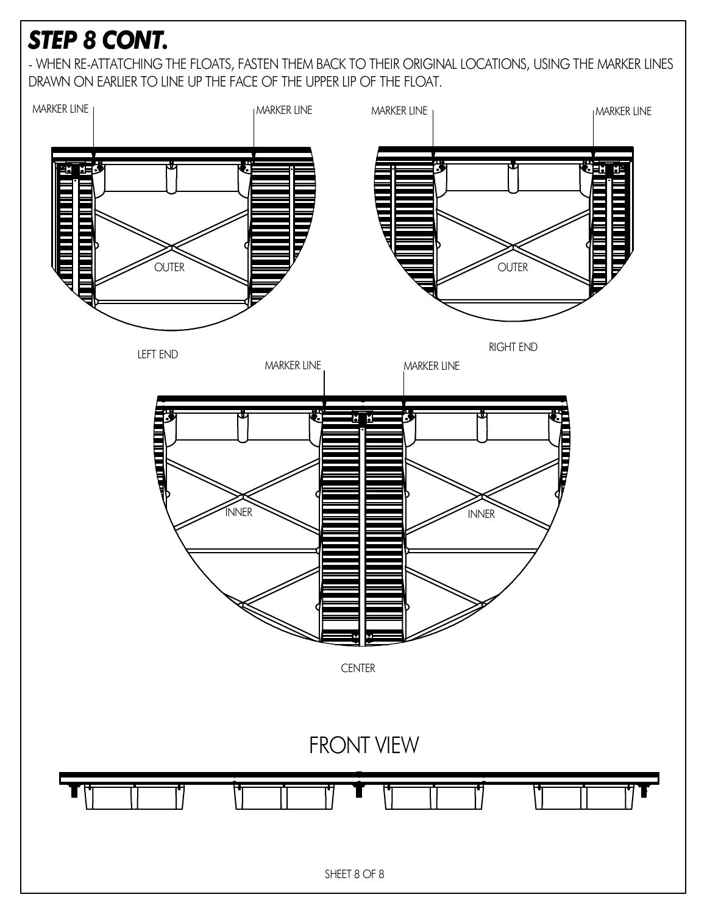# STEP 8 CONT.

- WHEN RE-ATTATCHING THE FLOATS, FASTEN THEM BACK TO THEIR ORIGINAL LOCATIONS, USING THE MARKER LINES DRAWN ON EARLIER TO LINE UP THE FACE OF THE UPPER LIP OF THE FLOAT.

MARKER LINE

MARKER LINE

OUTER

LEFT END

MARKER LINE

MARKER LINE

OUTER

RIGHT END

MARKER LINE

MARKER LINE

INNER

INNER

CENTER

FRONT VIEW